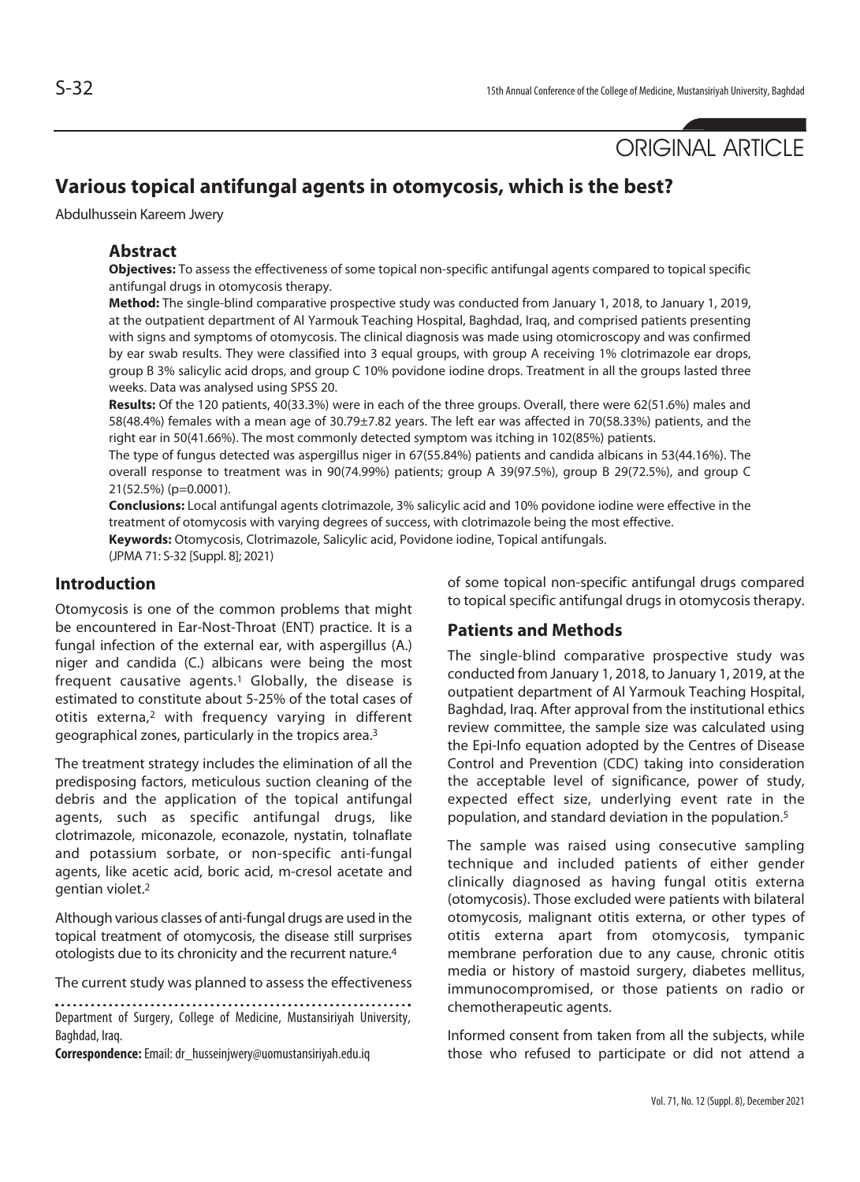ORIGINAL ARTICLE

# Various topical antifungal agents in otomycosis, which is the best?

Abdulhussein Kareem Jwery

## Abstract

**Objectives:** To assess the effectiveness of some topical non-specific antifungal agents compared to topical specific antifungal drugs in otomycosis therapy.

**Method:** The single-blind comparative prospective study was conducted from January 1, 2018, to January 1, 2019, at the outpatient department of Al Yarmouk Teaching Hospital, Baghdad, Iraq, and comprised patients presenting with signs and symptoms of otomycosis. The clinical diagnosis was made using otomicroscopy and was confirmed by ear swab results. They were classified into 3 equal groups, with group A receiving 1% clotrimazole ear drops, group B 3% salicylic acid drops, and group C 10% povidone iodine drops. Treatment in all the groups lasted three weeks. Data was analysed using SPSS 20.

**Results:** Of the 120 patients, 40(33.3%) were in each of the three groups. Overall, there were 62(51.6%) males and 58(48.4%) females with a mean age of 30.79±7.82 years. The left ear was affected in 70(58.33%) patients, and the right ear in 50(41.66%). The most commonly detected symptom was itching in 102(85%) patients.

The type of fungus detected was aspergillus niger in 67(55.84%) patients and candida albicans in 53(44.16%). The overall response to treatment was in 90(74.99%) patients; group A 39(97.5%), group B 29(72.5%), and group C 21(52.5%) (p=0.0001).

**Conclusions:** Local antifungal agents clotrimazole, 3% salicylic acid and 10% povidone iodine were effective in the treatment of otomycosis with varying degrees of success, with clotrimazole being the most effective.

**Keywords:** Otomycosis, Clotrimazole, Salicylic acid, Povidone iodine, Topical antifungals.

(JPMA 71: S-32 [Suppl. 8]; 2021)

## Introduction

Otomycosis is one of the common problems that might be encountered in Ear-Nost-Throat (ENT) practice. It is a fungal infection of the external ear, with aspergillus (A.) niger and candida (C.) albicans were being the most frequent causative agents.[1] Globally, the disease is estimated to constitute about 5-25% of the total cases of otitis externa,[2] with frequency varying in different geographical zones, particularly in the tropics area.[3]

The treatment strategy includes the elimination of all the predisposing factors, meticulous suction cleaning of the debris and the application of the topical antifungal agents, such as specific antifungal drugs, like clotrimazole, miconazole, econazole, nystatin, tolnaflate and potassium sorbate, or non-specific anti-fungal agents, like acetic acid, boric acid, m-cresol acetate and gentian violet.[2]

Although various classes of anti-fungal drugs are used in the topical treatment of otomycosis, the disease still surprises otologists due to its chronicity and the recurrent nature.[4]

The current study was planned to assess the effectiveness of some topical non-specific antifungal drugs compared to topical specific antifungal drugs in otomycosis therapy.

## Patients and Methods

The single-blind comparative prospective study was conducted from January 1, 2018, to January 1, 2019, at the outpatient department of Al Yarmouk Teaching Hospital, Baghdad, Iraq. After approval from the institutional ethics review committee, the sample size was calculated using the Epi-Info equation adopted by the Centres of Disease Control and Prevention (CDC) taking into consideration the acceptable level of significance, power of study, expected effect size, underlying event rate in the population, and standard deviation in the population.[5]

The sample was raised using consecutive sampling technique and included patients of either gender clinically diagnosed as having fungal otitis externa (otomycosis). Those excluded were patients with bilateral otomycosis, malignant otitis externa, or other types of otitis externa apart from otomycosis, tympanic membrane perforation due to any cause, chronic otitis media or history of mastoid surgery, diabetes mellitus, immunocompromised, or those patients on radio or chemotherapeutic agents.

Informed consent from taken from all the subjects, while those who refused to participate or did not attend a

Department of Surgery, College of Medicine, Mustansiriyah University, Baghdad, Iraq.

**Correspondence:** Email: dr_husseinjwery@uomustansiriyah.edu.iq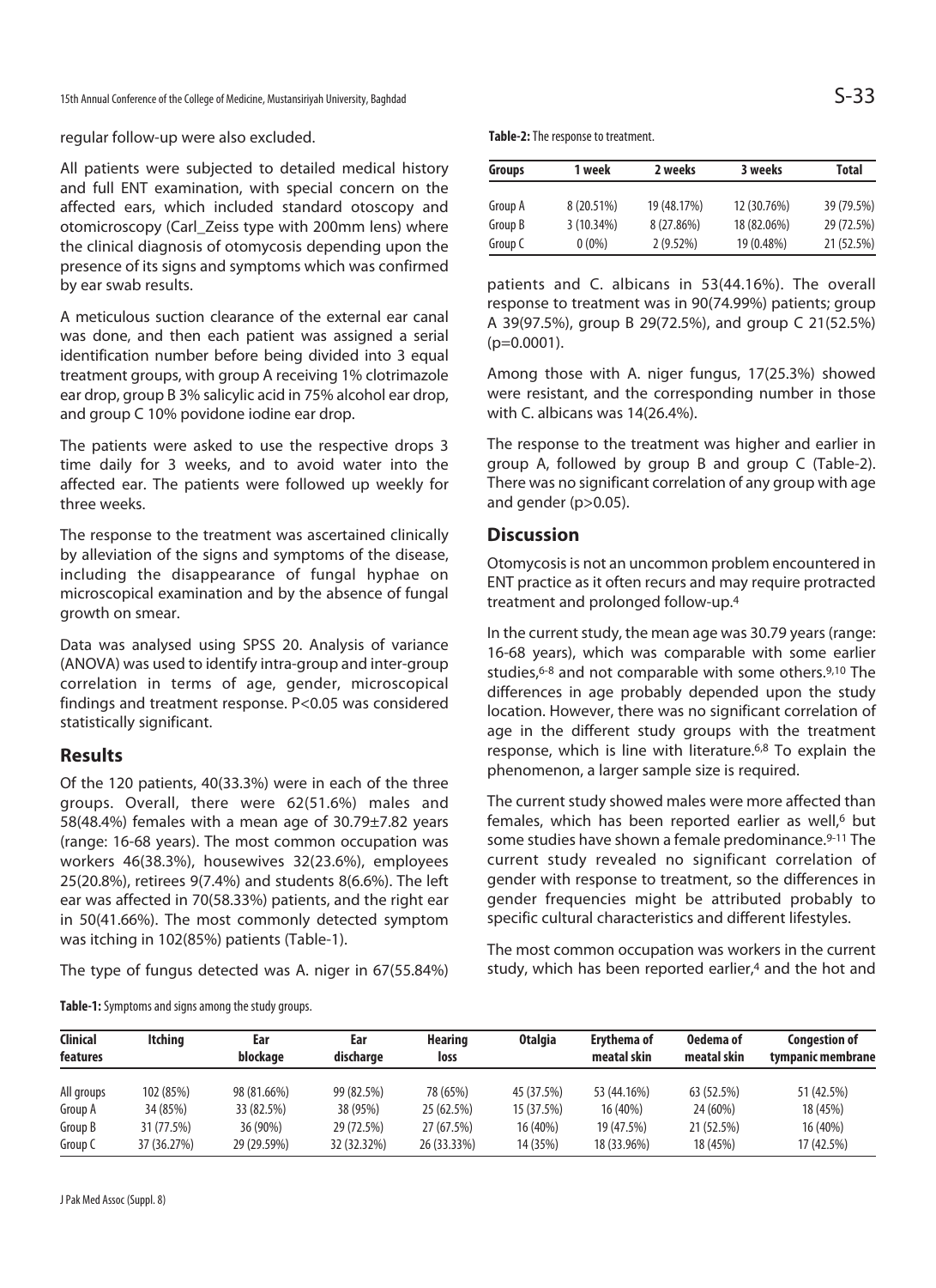regular follow-up were also excluded.

All patients were subjected to detailed medical history and full ENT examination, with special concern on the affected ears, which included standard otoscopy and otomicroscopy (Carl_Zeiss type with 200mm lens) where the clinical diagnosis of otomycosis depending upon the presence of its signs and symptoms which was confirmed by ear swab results.

A meticulous suction clearance of the external ear canal was done, and then each patient was assigned a serial identification number before being divided into 3 equal treatment groups, with group A receiving 1% clotrimazole ear drop, group B 3% salicylic acid in 75% alcohol ear drop, and group C 10% povidone iodine ear drop.

The patients were asked to use the respective drops 3 time daily for 3 weeks, and to avoid water into the affected ear. The patients were followed up weekly for three weeks.

The response to the treatment was ascertained clinically by alleviation of the signs and symptoms of the disease, including the disappearance of fungal hyphae on microscopical examination and by the absence of fungal growth on smear.

Data was analysed using SPSS 20. Analysis of variance (ANOVA) was used to identify intra-group and inter-group correlation in terms of age, gender, microscopical findings and treatment response. P<0.05 was considered statistically significant.

## Results

Of the 120 patients, 40(33.3%) were in each of the three groups. Overall, there were 62(51.6%) males and 58(48.4%) females with a mean age of 30.79±7.82 years (range: 16-68 years). The most common occupation was workers 46(38.3%), housewives 32(23.6%), employees 25(20.8%), retirees 9(7.4%) and students 8(6.6%). The left ear was affected in 70(58.33%) patients, and the right ear in 50(41.66%). The most commonly detected symptom was itching in 102(85%) patients (Table-1).

The type of fungus detected was A. niger in 67(55.84%) patients and C. albicans in 53(44.16%). The overall response to treatment was in 90(74.99%) patients; group A 39(97.5%), group B 29(72.5%), and group C 21(52.5%) (p=0.0001).

Among those with A. niger fungus, 17(25.3%) showed were resistant, and the corresponding number in those with C. albicans was 14(26.4%).

The response to the treatment was higher and earlier in group A, followed by group B and group C (Table-2). There was no significant correlation of any group with age and gender (p>0.05).

**Table-2:** The response to treatment.

| Groups | 1 week | 2 weeks | 3 weeks | Total |
|---|---|---|---|---|
| Group A | 8 (20.51%) | 19 (48.17%) | 12 (30.76%) | 39 (79.5%) |
| Group B | 3 (10.34%) | 8 (27.86%) | 18 (82.06%) | 29 (72.5%) |
| Group C | 0 (0%) | 2 (9.52%) | 19 (0.48%) | 21 (52.5%) |

**Table-1:** Symptoms and signs among the study groups.

| Clinical features | Itching | Ear blockage | Ear discharge | Hearing loss | Otalgia | Erythema of meatal skin | Oedema of meatal skin | Congestion of tympanic membrane |
|---|---|---|---|---|---|---|---|---|
| All groups | 102 (85%) | 98 (81.66%) | 99 (82.5%) | 78 (65%) | 45 (37.5%) | 53 (44.16%) | 63 (52.5%) | 51 (42.5%) |
| Group A | 34 (85%) | 33 (82.5%) | 38 (95%) | 25 (62.5%) | 15 (37.5%) | 16 (40%) | 24 (60%) | 18 (45%) |
| Group B | 31 (77.5%) | 36 (90%) | 29 (72.5%) | 27 (67.5%) | 16 (40%) | 19 (47.5%) | 21 (52.5%) | 16 (40%) |
| Group C | 37 (36.27%) | 29 (29.59%) | 32 (32.32%) | 26 (33.33%) | 14 (35%) | 18 (33.96%) | 18 (45%) | 17 (42.5%) |

## Discussion

Otomycosis is not an uncommon problem encountered in ENT practice as it often recurs and may require protracted treatment and prolonged follow-up.[4]

In the current study, the mean age was 30.79 years (range: 16-68 years), which was comparable with some earlier studies,[6-8] and not comparable with some others.[9,10] The differences in age probably depended upon the study location. However, there was no significant correlation of age in the different study groups with the treatment response, which is line with literature.[6,8] To explain the phenomenon, a larger sample size is required.

The current study showed males were more affected than females, which has been reported earlier as well,[6] but some studies have shown a female predominance.[9-11] The current study revealed no significant correlation of gender with response to treatment, so the differences in gender frequencies might be attributed probably to specific cultural characteristics and different lifestyles.

The most common occupation was workers in the current study, which has been reported earlier,[4] and the hot and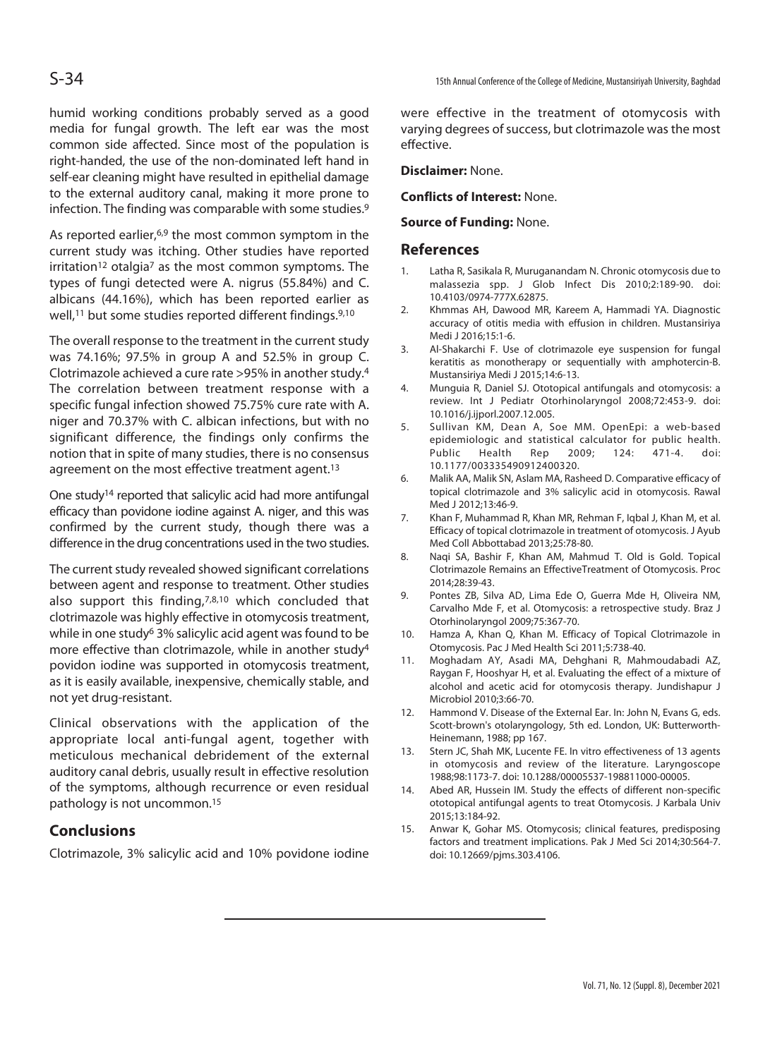humid working conditions probably served as a good media for fungal growth. The left ear was the most common side affected. Since most of the population is right-handed, the use of the non-dominated left hand in self-ear cleaning might have resulted in epithelial damage to the external auditory canal, making it more prone to infection. The finding was comparable with some studies.[9]

As reported earlier,[6,9] the most common symptom in the current study was itching. Other studies have reported irritation[12] otalgia[7] as the most common symptoms. The types of fungi detected were A. nigrus (55.84%) and C. albicans (44.16%), which has been reported earlier as well,[11] but some studies reported different findings.[9,10]

The overall response to the treatment in the current study was 74.16%; 97.5% in group A and 52.5% in group C. Clotrimazole achieved a cure rate >95% in another study.[4] The correlation between treatment response with a specific fungal infection showed 75.75% cure rate with A. niger and 70.37% with C. albican infections, but with no significant difference, the findings only confirms the notion that in spite of many studies, there is no consensus agreement on the most effective treatment agent.[13]

One study[14] reported that salicylic acid had more antifungal efficacy than povidone iodine against A. niger, and this was confirmed by the current study, though there was a difference in the drug concentrations used in the two studies.

The current study revealed showed significant correlations between agent and response to treatment. Other studies also support this finding,[7,8,10] which concluded that clotrimazole was highly effective in otomycosis treatment, while in one study[6] 3% salicylic acid agent was found to be more effective than clotrimazole, while in another study[4] povidon iodine was supported in otomycosis treatment, as it is easily available, inexpensive, chemically stable, and not yet drug-resistant.

Clinical observations with the application of the appropriate local anti-fungal agent, together with meticulous mechanical debridement of the external auditory canal debris, usually result in effective resolution of the symptoms, although recurrence or even residual pathology is not uncommon.[15]

## Conclusions

Clotrimazole, 3% salicylic acid and 10% povidone iodine were effective in the treatment of otomycosis with varying degrees of success, but clotrimazole was the most effective.

**Disclaimer:** None.

**Conflicts of Interest:** None.

**Source of Funding:** None.

## References

1. Latha R, Sasikala R, Muruganandam N. Chronic otomycosis due to malassezia spp. J Glob Infect Dis 2010;2:189-90. doi: 10.4103/0974-777X.62875.
2. Khmmas AH, Dawood MR, Kareem A, Hammadi YA. Diagnostic accuracy of otitis media with effusion in children. Mustansiriya Medi J 2016;15:1-6.
3. Al-Shakarchi F. Use of clotrimazole eye suspension for fungal keratitis as monotherapy or sequentially with amphotercin-B. Mustansiriya Medi J 2015;14:6-13.
4. Munguia R, Daniel SJ. Ototopical antifungals and otomycosis: a review. Int J Pediatr Otorhinolaryngol 2008;72:453-9. doi: 10.1016/j.ijporl.2007.12.005.
5. Sullivan KM, Dean A, Soe MM. OpenEpi: a web-based epidemiologic and statistical calculator for public health. Public Health Rep 2009; 124: 471-4. doi: 10.1177/003335490912400320.
6. Malik AA, Malik SN, Aslam MA, Rasheed D. Comparative efficacy of topical clotrimazole and 3% salicylic acid in otomycosis. Rawal Med J 2012;13:46-9.
7. Khan F, Muhammad R, Khan MR, Rehman F, Iqbal J, Khan M, et al. Efficacy of topical clotrimazole in treatment of otomycosis. J Ayub Med Coll Abbottabad 2013;25:78-80.
8. Naqi SA, Bashir F, Khan AM, Mahmud T. Old is Gold. Topical Clotrimazole Remains an EffectiveTreatment of Otomycosis. Proc 2014;28:39-43.
9. Pontes ZB, Silva AD, Lima Ede O, Guerra Mde H, Oliveira NM, Carvalho Mde F, et al. Otomycosis: a retrospective study. Braz J Otorhinolaryngol 2009;75:367-70.
10. Hamza A, Khan Q, Khan M. Efficacy of Topical Clotrimazole in Otomycosis. Pac J Med Health Sci 2011;5:738-40.
11. Moghadam AY, Asadi MA, Dehghani R, Mahmoudabadi AZ, Raygan F, Hooshyar H, et al. Evaluating the effect of a mixture of alcohol and acetic acid for otomycosis therapy. Jundishapur J Microbiol 2010;3:66-70.
12. Hammond V. Disease of the External Ear. In: John N, Evans G, eds. Scott-brown's otolaryngology, 5th ed. London, UK: Butterworth-Heinemann, 1988; pp 167.
13. Stern JC, Shah MK, Lucente FE. In vitro effectiveness of 13 agents in otomycosis and review of the literature. Laryngoscope 1988;98:1173-7. doi: 10.1288/00005537-198811000-00005.
14. Abed AR, Hussein IM. Study the effects of different non-specific ototopical antifungal agents to treat Otomycosis. J Karbala Univ 2015;13:184-92.
15. Anwar K, Gohar MS. Otomycosis; clinical features, predisposing factors and treatment implications. Pak J Med Sci 2014;30:564-7. doi: 10.12669/pjms.303.4106.